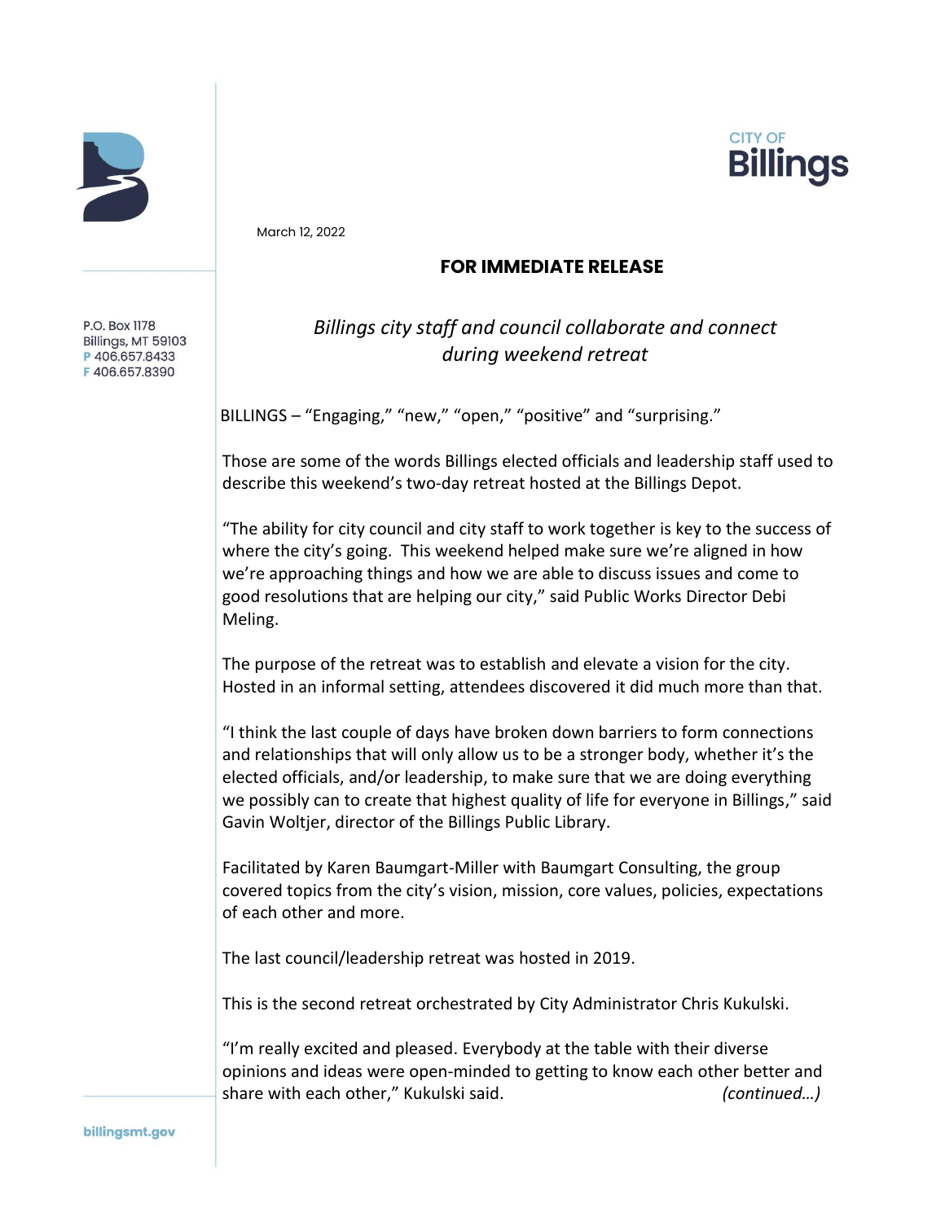CITY OF
**Billings**

P.O. Box 1178
Billings, MT 59103
P 406.657.8433
F 406.657.8390

March 12, 2022

**FOR IMMEDIATE RELEASE**

*Billings city staff and council collaborate and connect during weekend retreat*

BILLINGS – "Engaging," "new," "open," "positive" and "surprising."

Those are some of the words Billings elected officials and leadership staff used to describe this weekend's two-day retreat hosted at the Billings Depot.

"The ability for city council and city staff to work together is key to the success of where the city's going. This weekend helped make sure we're aligned in how we're approaching things and how we are able to discuss issues and come to good resolutions that are helping our city," said Public Works Director Debi Meling.

The purpose of the retreat was to establish and elevate a vision for the city. Hosted in an informal setting, attendees discovered it did much more than that.

"I think the last couple of days have broken down barriers to form connections and relationships that will only allow us to be a stronger body, whether it's the elected officials, and/or leadership, to make sure that we are doing everything we possibly can to create that highest quality of life for everyone in Billings," said Gavin Woltjer, director of the Billings Public Library.

Facilitated by Karen Baumgart-Miller with Baumgart Consulting, the group covered topics from the city's vision, mission, core values, policies, expectations of each other and more.

The last council/leadership retreat was hosted in 2019.

This is the second retreat orchestrated by City Administrator Chris Kukulski.

"I'm really excited and pleased. Everybody at the table with their diverse opinions and ideas were open-minded to getting to know each other better and share with each other," Kukulski said. *(continued…)*

billingsmt.gov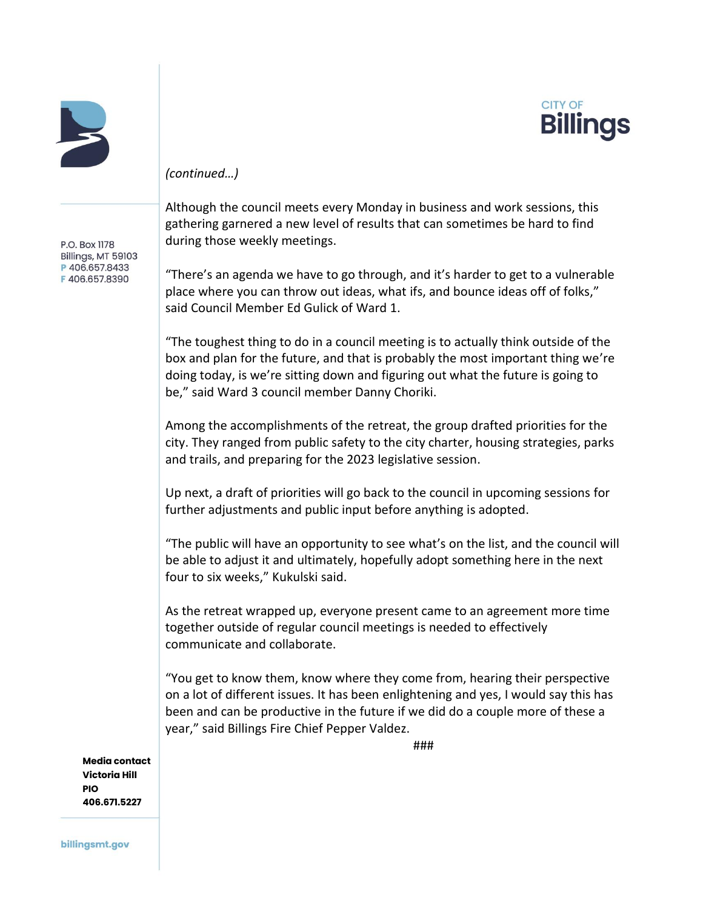*(continued…)*

Although the council meets every Monday in business and work sessions, this gathering garnered a new level of results that can sometimes be hard to find during those weekly meetings.

"There's an agenda we have to go through, and it's harder to get to a vulnerable place where you can throw out ideas, what ifs, and bounce ideas off of folks," said Council Member Ed Gulick of Ward 1.

"The toughest thing to do in a council meeting is to actually think outside of the box and plan for the future, and that is probably the most important thing we're doing today, is we're sitting down and figuring out what the future is going to be," said Ward 3 council member Danny Choriki.

Among the accomplishments of the retreat, the group drafted priorities for the city. They ranged from public safety to the city charter, housing strategies, parks and trails, and preparing for the 2023 legislative session.

Up next, a draft of priorities will go back to the council in upcoming sessions for further adjustments and public input before anything is adopted.

"The public will have an opportunity to see what's on the list, and the council will be able to adjust it and ultimately, hopefully adopt something here in the next four to six weeks," Kukulski said.

As the retreat wrapped up, everyone present came to an agreement more time together outside of regular council meetings is needed to effectively communicate and collaborate.

"You get to know them, know where they come from, hearing their perspective on a lot of different issues. It has been enlightening and yes, I would say this has been and can be productive in the future if we did do a couple more of these a year," said Billings Fire Chief Pepper Valdez.

###

P.O. Box 1178
Billings, MT 59103
P 406.657.8433
F 406.657.8390

**Media contact**
**Victoria Hill**
**PIO**
**406.671.5227**

billingsmt.gov